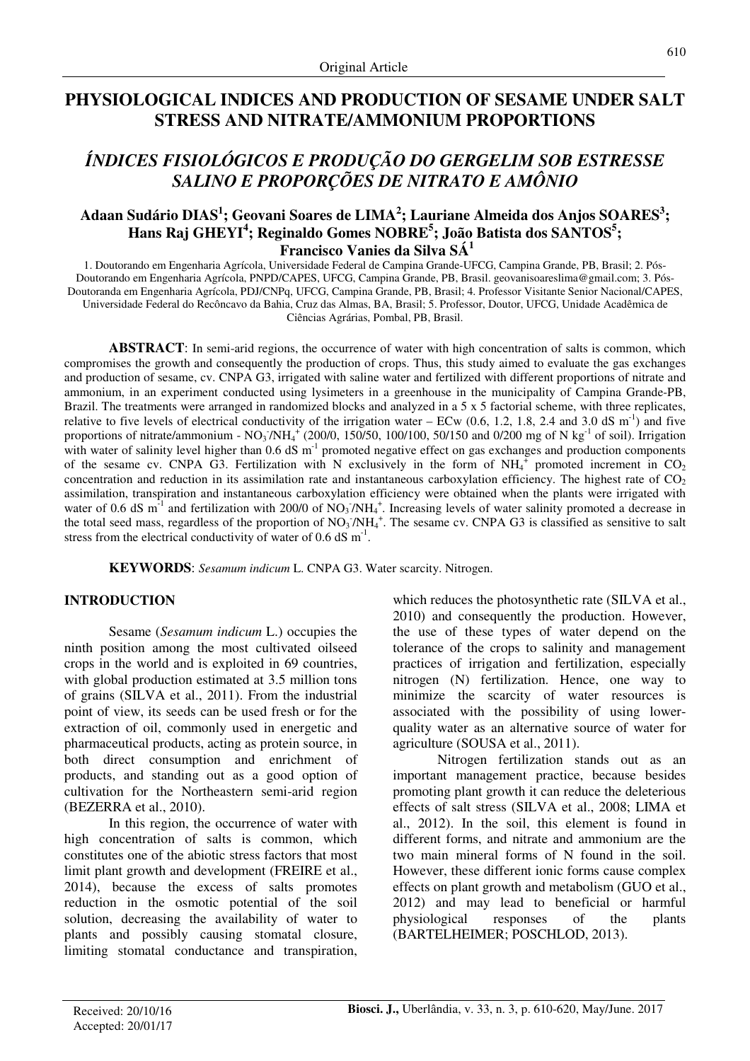Original Article

# PHYSIOLOGICAL INDICES AND PRODUCTION OF SESAME UNDER SALT STRESS AND NITRATE/AMMONIUM PROPORTIONS

# *ÍNDICES FISIOLÓGICOS E PRODUÇÃO DO GERGELIM SOB ESTRESSE SALINO E PROPORÇÕES DE NITRATO E AMÔNIO*

**Adaan Sudário DIAS[1]; Geovani Soares de LIMA[2]; Lauriane Almeida dos Anjos SOARES[3]; Hans Raj GHEYI[4]; Reginaldo Gomes NOBRE[5]; João Batista dos SANTOS[5]; Francisco Vanies da Silva SÁ[1]**

1. Doutorando em Engenharia Agrícola, Universidade Federal de Campina Grande-UFCG, Campina Grande, PB, Brasil; 2. Pós-Doutorando em Engenharia Agrícola, PNPD/CAPES, UFCG, Campina Grande, PB, Brasil. geovanisoareslima@gmail.com; 3. Pós-Doutoranda em Engenharia Agrícola, PDJ/CNPq, UFCG, Campina Grande, PB, Brasil; 4. Professor Visitante Senior Nacional/CAPES, Universidade Federal do Recôncavo da Bahia, Cruz das Almas, BA, Brasil; 5. Professor, Doutor, UFCG, Unidade Acadêmica de Ciências Agrárias, Pombal, PB, Brasil.

**ABSTRACT**: In semi-arid regions, the occurrence of water with high concentration of salts is common, which compromises the growth and consequently the production of crops. Thus, this study aimed to evaluate the gas exchanges and production of sesame, cv. CNPA G3, irrigated with saline water and fertilized with different proportions of nitrate and ammonium, in an experiment conducted using lysimeters in a greenhouse in the municipality of Campina Grande-PB, Brazil. The treatments were arranged in randomized blocks and analyzed in a 5 x 5 factorial scheme, with three replicates, relative to five levels of electrical conductivity of the irrigation water – ECw (0.6, 1.2, 1.8, 2.4 and 3.0 dS $m^{-1}$) and five proportions of nitrate/ammonium - $NO_3^-/NH_4^+$ (200/0, 150/50, 100/100, 50/150 and 0/200 mg of N $kg^{-1}$ of soil). Irrigation with water of salinity level higher than 0.6 dS $m^{-1}$ promoted negative effect on gas exchanges and production components of the sesame cv. CNPA G3. Fertilization with N exclusively in the form of $NH_4^+$ promoted increment in $CO_2$ concentration and reduction in its assimilation rate and instantaneous carboxylation efficiency. The highest rate of $CO_2$ assimilation, transpiration and instantaneous carboxylation efficiency were obtained when the plants were irrigated with water of 0.6 dS $m^{-1}$ and fertilization with 200/0 of $NO_3^-/NH_4^+$. Increasing levels of water salinity promoted a decrease in the total seed mass, regardless of the proportion of $NO_3^-/NH_4^+$. The sesame cv. CNPA G3 is classified as sensitive to salt stress from the electrical conductivity of water of 0.6 dS $m^{-1}$.

**KEYWORDS**: *Sesamum indicum* L. CNPA G3. Water scarcity. Nitrogen.

## INTRODUCTION

Sesame (*Sesamum indicum* L.) occupies the ninth position among the most cultivated oilseed crops in the world and is exploited in 69 countries, with global production estimated at 3.5 million tons of grains (SILVA et al., 2011). From the industrial point of view, its seeds can be used fresh or for the extraction of oil, commonly used in energetic and pharmaceutical products, acting as protein source, in both direct consumption and enrichment of products, and standing out as a good option of cultivation for the Northeastern semi-arid region (BEZERRA et al., 2010).

In this region, the occurrence of water with high concentration of salts is common, which constitutes one of the abiotic stress factors that most limit plant growth and development (FREIRE et al., 2014), because the excess of salts promotes reduction in the osmotic potential of the soil solution, decreasing the availability of water to plants and possibly causing stomatal closure, limiting stomatal conductance and transpiration, which reduces the photosynthetic rate (SILVA et al., 2010) and consequently the production. However, the use of these types of water depend on the tolerance of the crops to salinity and management practices of irrigation and fertilization, especially nitrogen (N) fertilization. Hence, one way to minimize the scarcity of water resources is associated with the possibility of using lower-quality water as an alternative source of water for agriculture (SOUSA et al., 2011).

Nitrogen fertilization stands out as an important management practice, because besides promoting plant growth it can reduce the deleterious effects of salt stress (SILVA et al., 2008; LIMA et al., 2012). In the soil, this element is found in different forms, and nitrate and ammonium are the two main mineral forms of N found in the soil. However, these different ionic forms cause complex effects on plant growth and metabolism (GUO et al., 2012) and may lead to beneficial or harmful physiological responses of the plants (BARTELHEIMER; POSCHLOD, 2013).

Received: 20/10/16
Accepted: 20/01/17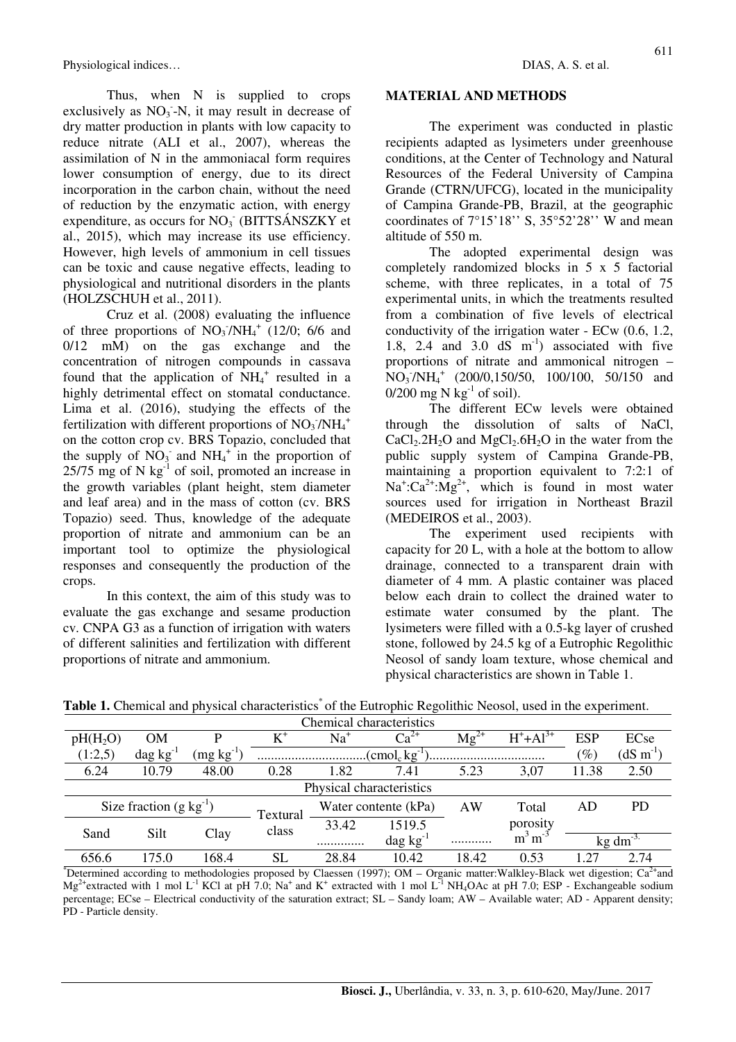Thus, when N is supplied to crops exclusively as $NO_3^-$-N, it may result in decrease of dry matter production in plants with low capacity to reduce nitrate (ALI et al., 2007), whereas the assimilation of N in the ammoniacal form requires lower consumption of energy, due to its direct incorporation in the carbon chain, without the need of reduction by the enzymatic action, with energy expenditure, as occurs for $NO_3^-$ (BITTSÁNSZKY et al., 2015), which may increase its use efficiency. However, high levels of ammonium in cell tissues can be toxic and cause negative effects, leading to physiological and nutritional disorders in the plants (HOLZSCHUH et al., 2011).

Cruz et al. (2008) evaluating the influence of three proportions of $NO_3^-/NH_4^+$ (12/0; 6/6 and 0/12 mM) on the gas exchange and the concentration of nitrogen compounds in cassava found that the application of $NH_4^+$ resulted in a highly detrimental effect on stomatal conductance. Lima et al. (2016), studying the effects of the fertilization with different proportions of $NO_3^-/NH_4^+$ on the cotton crop cv. BRS Topazio, concluded that the supply of $NO_3^-$ and $NH_4^+$ in the proportion of 25/75 mg of N $kg^{-1}$ of soil, promoted an increase in the growth variables (plant height, stem diameter and leaf area) and in the mass of cotton (cv. BRS Topazio) seed. Thus, knowledge of the adequate proportion of nitrate and ammonium can be an important tool to optimize the physiological responses and consequently the production of the crops.

In this context, the aim of this study was to evaluate the gas exchange and sesame production cv. CNPA G3 as a function of irrigation with waters of different salinities and fertilization with different proportions of nitrate and ammonium.

## MATERIAL AND METHODS

The experiment was conducted in plastic recipients adapted as lysimeters under greenhouse conditions, at the Center of Technology and Natural Resources of the Federal University of Campina Grande (CTRN/UFCG), located in the municipality of Campina Grande-PB, Brazil, at the geographic coordinates of 7°15'18'' S, 35°52'28'' W and mean altitude of 550 m.

The adopted experimental design was completely randomized blocks in 5 x 5 factorial scheme, with three replicates, in a total of 75 experimental units, in which the treatments resulted from a combination of five levels of electrical conductivity of the irrigation water - ECw (0.6, 1.2, 1.8, 2.4 and 3.0 dS $m^{-1}$) associated with five proportions of nitrate and ammonical nitrogen – $NO_3^-/NH_4^+$ (200/0,150/50, 100/100, 50/150 and 0/200 mg N $kg^{-1}$ of soil).

The different ECw levels were obtained through the dissolution of salts of NaCl, $CaCl_2.2H_2O$ and $MgCl_2.6H_2O$ in the water from the public supply system of Campina Grande-PB, maintaining a proportion equivalent to 7:2:1 of $Na^+$:$Ca^{2+}$:$Mg^{2+}$, which is found in most water sources used for irrigation in Northeast Brazil (MEDEIROS et al., 2003).

The experiment used recipients with capacity for 20 L, with a hole at the bottom to allow drainage, connected to a transparent drain with diameter of 4 mm. A plastic container was placed below each drain to collect the drained water to estimate water consumed by the plant. The lysimeters were filled with a 0.5-kg layer of crushed stone, followed by 24.5 kg of a Eutrophic Regolithic Neosol of sandy loam texture, whose chemical and physical characteristics are shown in Table 1.

**Table 1.** Chemical and physical characteristics* of the Eutrophic Regolithic Neosol, used in the experiment.

| Chemical characteristics | | | | | | | | | |
|---|---|---|---|---|---|---|---|---|---|
| pH($H_2O$) | OM | P | $K^+$ | $Na^+$ | $Ca^{2+}$ | $Mg^{2+}$ | $H^+$+$Al^{3+}$ | ESP | ECse |
| (1:2,5) | dag $kg^{-1}$ | (mg $kg^{-1}$) | ................................($cmol_c$ $kg^{-1}$).................................. | | | | | (%) | (dS $m^{-1}$) |
| 6.24 | 10.79 | 48.00 | 0.28 | 1.82 | 7.41 | 5.23 | 3,07 | 11.38 | 2.50 |

| Physical characteristics | | | | | | | | | |
|---|---|---|---|---|---|---|---|---|---|
| Size fraction (g $kg^{-1}$) | | | Textural class | Water contente (kPa) | | AW | Total porosity | AD | PD |
| Sand | Silt | Clay | | 33.42 | 1519.5 | | | | |
| | | | | .............. | dag $kg^{-1}$ | ........... | $m^3$ $m^{-3}$ | kg $dm^{-3}$ | |
| 656.6 | 175.0 | 168.4 | SL | 28.84 | 10.42 | 18.42 | 0.53 | 1.27 | 2.74 |

*Determined according to methodologies proposed by Claessen (1997); OM – Organic matter:Walkley-Black wet digestion; $Ca^{2+}$and $Mg^{2+}$extracted with 1 mol $L^{-1}$ KCl at pH 7.0; $Na^+$ and $K^+$ extracted with 1 mol $L^{-1}$ $NH_4OAc$ at pH 7.0; ESP - Exchangeable sodium percentage; ECse – Electrical conductivity of the saturation extract; SL – Sandy loam; AW – Available water; AD - Apparent density; PD - Particle density.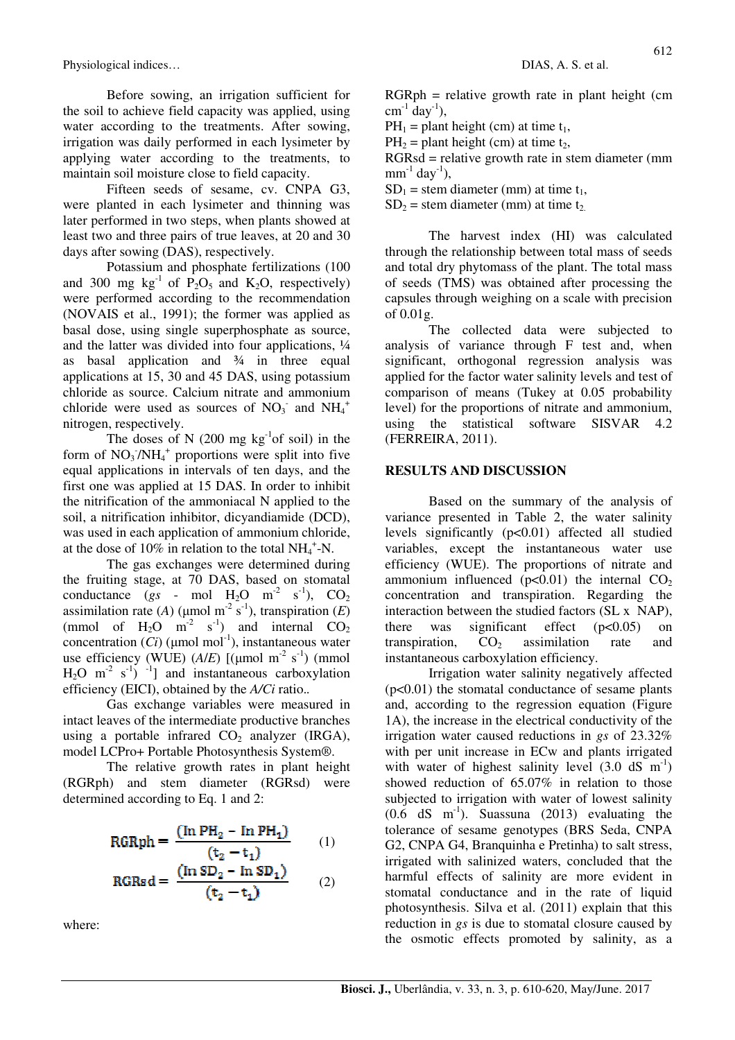Before sowing, an irrigation sufficient for the soil to achieve field capacity was applied, using water according to the treatments. After sowing, irrigation was daily performed in each lysimeter by applying water according to the treatments, to maintain soil moisture close to field capacity.

Fifteen seeds of sesame, cv. CNPA G3, were planted in each lysimeter and thinning was later performed in two steps, when plants showed at least two and three pairs of true leaves, at 20 and 30 days after sowing (DAS), respectively.

Potassium and phosphate fertilizations (100 and 300 mg kg$^{-1}$ of $P_2O_5$ and $K_2O$, respectively) were performed according to the recommendation (NOVAIS et al., 1991); the former was applied as basal dose, using single superphosphate as source, and the latter was divided into four applications, ¼ as basal application and ¾ in three equal applications at 15, 30 and 45 DAS, using potassium chloride as source. Calcium nitrate and ammonium chloride were used as sources of $NO_3^-$ and $NH_4^+$ nitrogen, respectively.

The doses of N (200 mg kg$^{-1}$of soil) in the form of $NO_3^-/NH_4^+$ proportions were split into five equal applications in intervals of ten days, and the first one was applied at 15 DAS. In order to inhibit the nitrification of the ammoniacal N applied to the soil, a nitrification inhibitor, dicyandiamide (DCD), was used in each application of ammonium chloride, at the dose of 10% in relation to the total $NH_4^+$-N.

The gas exchanges were determined during the fruiting stage, at 70 DAS, based on stomatal conductance (*gs* - mol $H_2O$ m$^{-2}$ s$^{-1}$), $CO_2$ assimilation rate (*A*) (µmol m$^{-2}$ s$^{-1}$), transpiration (*E*) (mmol of $H_2O$ m$^{-2}$ s$^{-1}$) and internal $CO_2$ concentration (*Ci*) (µmol mol$^{-1}$), instantaneous water use efficiency (WUE) (*A*/*E*) [(µmol m$^{-2}$ s$^{-1}$) (mmol $H_2O$ m$^{-2}$ s$^{-1}$) $^{-1}$] and instantaneous carboxylation efficiency (EICI), obtained by the *A/Ci* ratio..

Gas exchange variables were measured in intact leaves of the intermediate productive branches using a portable infrared $CO_2$ analyzer (IRGA), model LCPro+ Portable Photosynthesis System®.

The relative growth rates in plant height (RGRph) and stem diameter (RGRsd) were determined according to Eq. 1 and 2:

$$RGRph = \frac{(\ln PH_2 - \ln PH_1)}{(t_2 - t_1)} \quad (1)$$

$$RGRsd = \frac{(\ln SD_2 - \ln SD_1)}{(t_2 - t_1)} \quad (2)$$

where:

RGRph = relative growth rate in plant height (cm cm$^{-1}$ day$^{-1}$),
$PH_1$ = plant height (cm) at time $t_1$,
$PH_2$ = plant height (cm) at time $t_2$,
RGRsd = relative growth rate in stem diameter (mm mm$^{-1}$ day$^{-1}$),
$SD_1$ = stem diameter (mm) at time $t_1$,
$SD_2$ = stem diameter (mm) at time $t_2$.

The harvest index (HI) was calculated through the relationship between total mass of seeds and total dry phytomass of the plant. The total mass of seeds (TMS) was obtained after processing the capsules through weighing on a scale with precision of 0.01g.

The collected data were subjected to analysis of variance through F test and, when significant, orthogonal regression analysis was applied for the factor water salinity levels and test of comparison of means (Tukey at 0.05 probability level) for the proportions of nitrate and ammonium, using the statistical software SISVAR 4.2 (FERREIRA, 2011).

## RESULTS AND DISCUSSION

Based on the summary of the analysis of variance presented in Table 2, the water salinity levels significantly ($p<0.01$) affected all studied variables, except the instantaneous water use efficiency (WUE). The proportions of nitrate and ammonium influenced ($p<0.01$) the internal $CO_2$ concentration and transpiration. Regarding the interaction between the studied factors (SL x NAP), there was significant effect ($p<0.05$) on transpiration, $CO_2$ assimilation rate and instantaneous carboxylation efficiency.

Irrigation water salinity negatively affected ($p<0.01$) the stomatal conductance of sesame plants and, according to the regression equation (Figure 1A), the increase in the electrical conductivity of the irrigation water caused reductions in *gs* of 23.32% with per unit increase in ECw and plants irrigated with water of highest salinity level (3.0 dS m$^{-1}$) showed reduction of 65.07% in relation to those subjected to irrigation with water of lowest salinity (0.6 dS m$^{-1}$). Suassuna (2013) evaluating the tolerance of sesame genotypes (BRS Seda, CNPA G2, CNPA G4, Branquinha e Pretinha) to salt stress, irrigated with salinized waters, concluded that the harmful effects of salinity are more evident in stomatal conductance and in the rate of liquid photosynthesis. Silva et al. (2011) explain that this reduction in *gs* is due to stomatal closure caused by the osmotic effects promoted by salinity, as a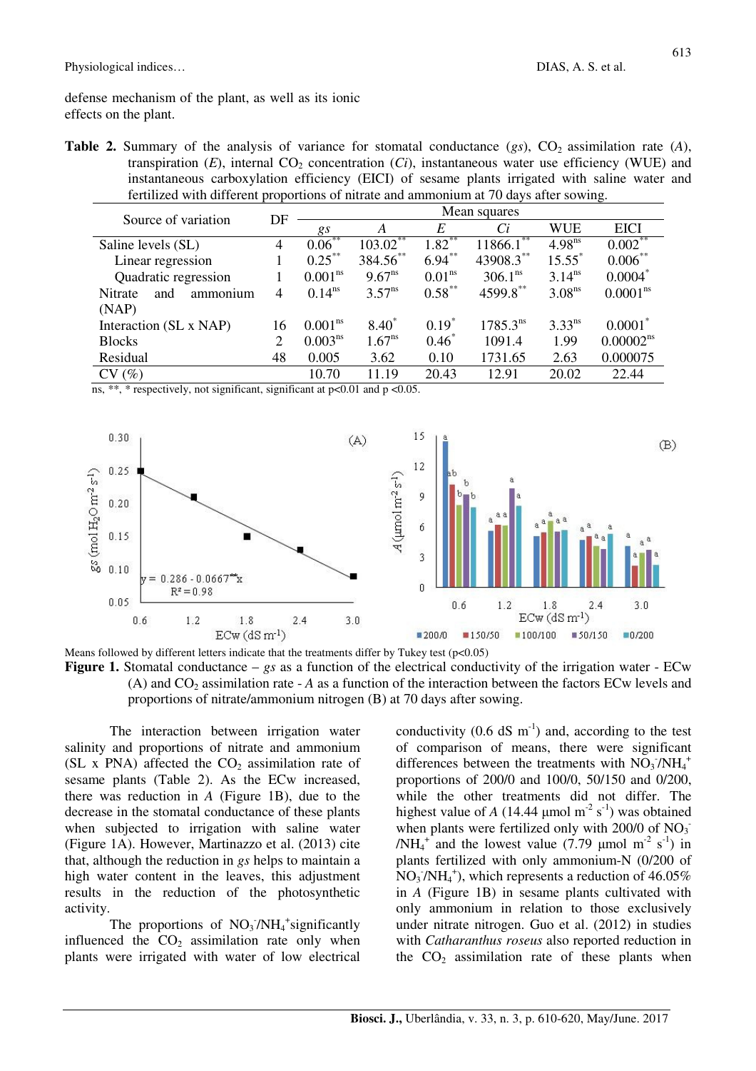defense mechanism of the plant, as well as its ionic effects on the plant.

**Table 2.** Summary of the analysis of variance for stomatal conductance (*gs*), $CO_2$ assimilation rate (*A*), transpiration (*E*), internal $CO_2$ concentration (*Ci*), instantaneous water use efficiency (WUE) and instantaneous carboxylation efficiency (EICI) of sesame plants irrigated with saline water and fertilized with different proportions of nitrate and ammonium at 70 days after sowing.

| Source of variation | DF | Mean squares | | | | | |
|---|---|---|---|---|---|---|---|
| | | *gs* | *A* | *E* | *Ci* | WUE | EICI |
| Saline levels (SL) | 4 | $0.06^{**}$ | $103.02^{**}$ | $1.82^{**}$ | $11866.1^{**}$ | $4.98^{ns}$ | $0.002^{**}$ |
| Linear regression | 1 | $0.25^{**}$ | $384.56^{**}$ | $6.94^{**}$ | $43908.3^{**}$ | $15.55^{*}$ | $0.006^{**}$ |
| Quadratic regression | 1 | $0.001^{ns}$ | $9.67^{ns}$ | $0.01^{ns}$ | $306.1^{ns}$ | $3.14^{ns}$ | $0.0004^{*}$ |
| Nitrate and ammonium (NAP) | 4 | $0.14^{ns}$ | $3.57^{ns}$ | $0.58^{**}$ | $4599.8^{**}$ | $3.08^{ns}$ | $0.0001^{ns}$ |
| Interaction (SL x NAP) | 16 | $0.001^{ns}$ | $8.40^{*}$ | $0.19^{*}$ | $1785.3^{ns}$ | $3.33^{ns}$ | $0.0001^{*}$ |
| Blocks | 2 | $0.003^{ns}$ | $1.67^{ns}$ | $0.46^{*}$ | 1091.4 | 1.99 | $0.00002^{ns}$ |
| Residual | 48 | 0.005 | 3.62 | 0.10 | 1731.65 | 2.63 | 0.000075 |
| CV (%) | | 10.70 | 11.19 | 20.43 | 12.91 | 20.02 | 22.44 |

ns, **, * respectively, not significant, significant at $p<0.01$ and $p<0.05$.

Means followed by different letters indicate that the treatments differ by Tukey test ($p<0.05$)

**Figure 1.** Stomatal conductance – *gs* as a function of the electrical conductivity of the irrigation water - ECw (A) and $CO_2$ assimilation rate - *A* as a function of the interaction between the factors ECw levels and proportions of nitrate/ammonium nitrogen (B) at 70 days after sowing.

The interaction between irrigation water salinity and proportions of nitrate and ammonium (SL x PNA) affected the $CO_2$ assimilation rate of sesame plants (Table 2). As the ECw increased, there was reduction in *A* (Figure 1B), due to the decrease in the stomatal conductance of these plants when subjected to irrigation with saline water (Figure 1A). However, Martinazzo et al. (2013) cite that, although the reduction in *gs* helps to maintain a high water content in the leaves, this adjustment results in the reduction of the photosynthetic activity.

The proportions of $NO_3^-/NH_4^+$ significantly influenced the $CO_2$ assimilation rate only when plants were irrigated with water of low electrical conductivity (0.6 dS $m^{-1}$) and, according to the test of comparison of means, there were significant differences between the treatments with $NO_3^-/NH_4^+$ proportions of 200/0 and 100/0, 50/150 and 0/200, while the other treatments did not differ. The highest value of *A* (14.44 µmol $m^{-2}$ $s^{-1}$) was obtained when plants were fertilized only with 200/0 of $NO_3^-/NH_4^+$ and the lowest value (7.79 µmol $m^{-2}$ $s^{-1}$) in plants fertilized with only ammonium-N (0/200 of $NO_3^-/NH_4^+$), which represents a reduction of 46.05% in *A* (Figure 1B) in sesame plants cultivated with only ammonium in relation to those exclusively under nitrate nitrogen. Guo et al. (2012) in studies with *Catharanthus roseus* also reported reduction in the $CO_2$ assimilation rate of these plants when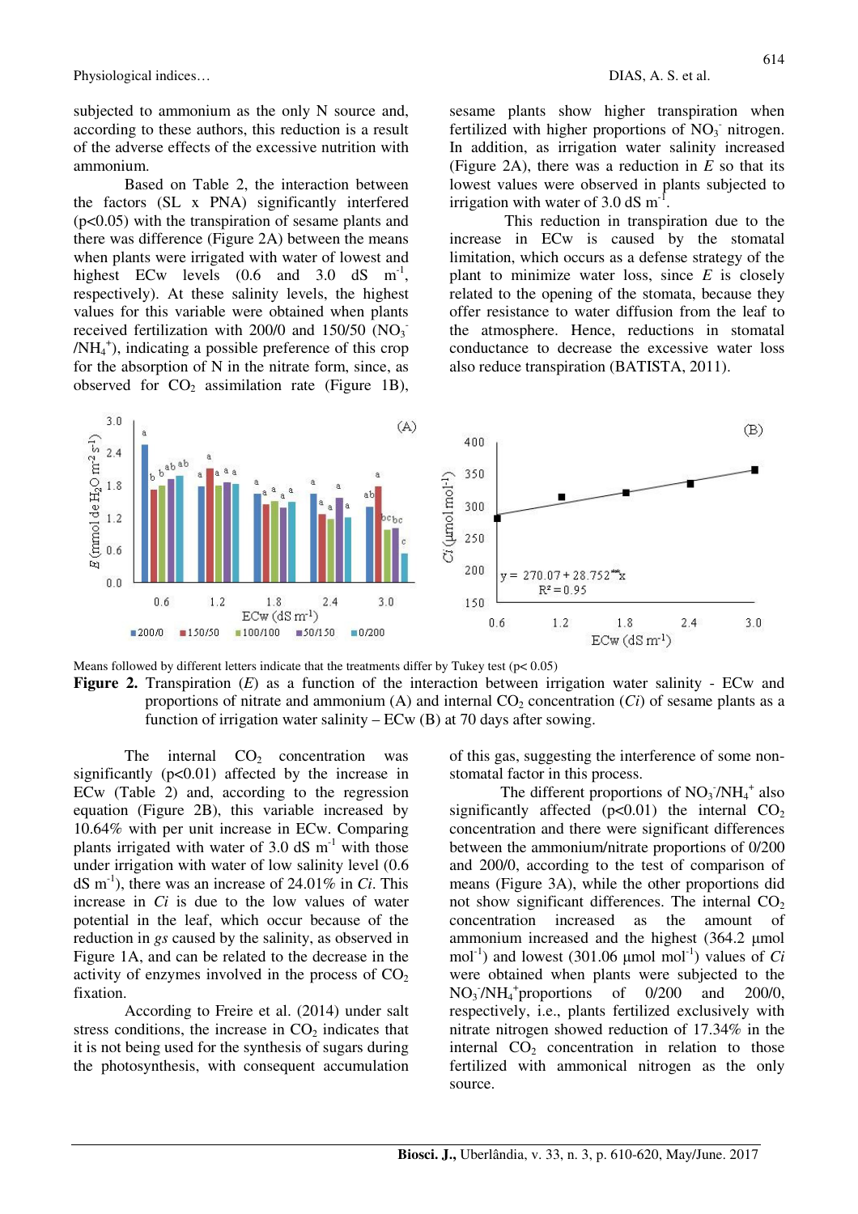subjected to ammonium as the only N source and, according to these authors, this reduction is a result of the adverse effects of the excessive nutrition with ammonium.

Based on Table 2, the interaction between the factors (SL x PNA) significantly interfered ($p<0.05$) with the transpiration of sesame plants and there was difference (Figure 2A) between the means when plants were irrigated with water of lowest and highest ECw levels (0.6 and 3.0 dS $m^{-1}$, respectively). At these salinity levels, the highest values for this variable were obtained when plants received fertilization with 200/0 and 150/50 ($NO_3^-$/$NH_4^+$), indicating a possible preference of this crop for the absorption of N in the nitrate form, since, as observed for $CO_2$ assimilation rate (Figure 1B), sesame plants show higher transpiration when fertilized with higher proportions of $NO_3^-$ nitrogen. In addition, as irrigation water salinity increased (Figure 2A), there was a reduction in *E* so that its lowest values were observed in plants subjected to irrigation with water of 3.0 dS $m^{-1}$.

This reduction in transpiration due to the increase in ECw is caused by the stomatal limitation, which occurs as a defense strategy of the plant to minimize water loss, since *E* is closely related to the opening of the stomata, because they offer resistance to water diffusion from the leaf to the atmosphere. Hence, reductions in stomatal conductance to decrease the excessive water loss also reduce transpiration (BATISTA, 2011).

Means followed by different letters indicate that the treatments differ by Tukey test ($p< 0.05$)

**Figure 2.** Transpiration (*E*) as a function of the interaction between irrigation water salinity - ECw and proportions of nitrate and ammonium (A) and internal $CO_2$ concentration (*Ci*) of sesame plants as a function of irrigation water salinity – ECw (B) at 70 days after sowing.

The internal $CO_2$ concentration was significantly ($p<0.01$) affected by the increase in ECw (Table 2) and, according to the regression equation (Figure 2B), this variable increased by 10.64% with per unit increase in ECw. Comparing plants irrigated with water of 3.0 dS $m^{-1}$ with those under irrigation with water of low salinity level (0.6 dS $m^{-1}$), there was an increase of 24.01% in *Ci*. This increase in *Ci* is due to the low values of water potential in the leaf, which occur because of the reduction in *gs* caused by the salinity, as observed in Figure 1A, and can be related to the decrease in the activity of enzymes involved in the process of $CO_2$ fixation.

According to Freire et al. (2014) under salt stress conditions, the increase in $CO_2$ indicates that it is not being used for the synthesis of sugars during the photosynthesis, with consequent accumulation of this gas, suggesting the interference of some non-stomatal factor in this process.

The different proportions of $NO_3^-$/$NH_4^+$ also significantly affected ($p<0.01$) the internal $CO_2$ concentration and there were significant differences between the ammonium/nitrate proportions of 0/200 and 200/0, according to the test of comparison of means (Figure 3A), while the other proportions did not show significant differences. The internal $CO_2$ concentration increased as the amount of ammonium increased and the highest (364.2 µmol $mol^{-1}$) and lowest (301.06 µmol $mol^{-1}$) values of *Ci* were obtained when plants were subjected to the $NO_3^-$/$NH_4^+$ proportions of 0/200 and 200/0, respectively, i.e., plants fertilized exclusively with nitrate nitrogen showed reduction of 17.34% in the internal $CO_2$ concentration in relation to those fertilized with ammonical nitrogen as the only source.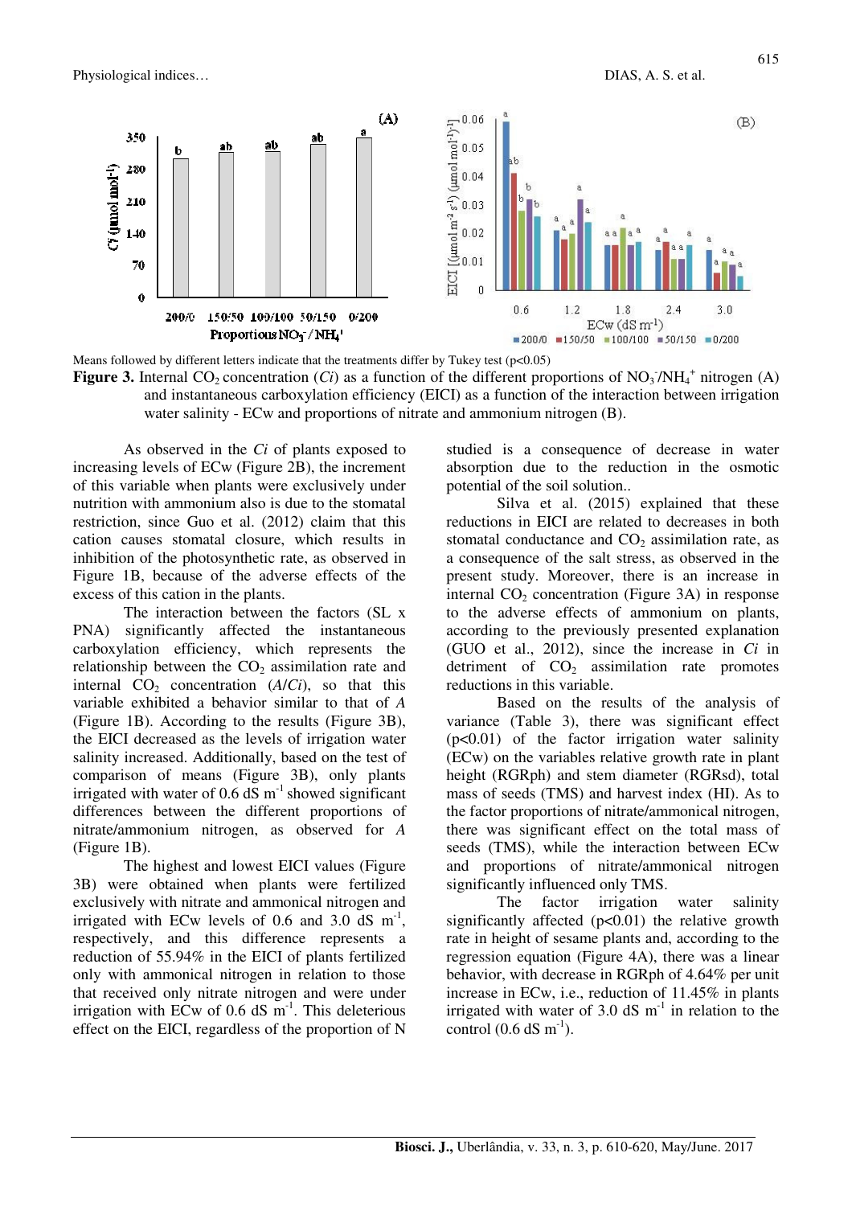Means followed by different letters indicate that the treatments differ by Tukey test ($p<0.05$)

**Figure 3.** Internal $CO_2$ concentration (*Ci*) as a function of the different proportions of $NO_3^-/NH_4^+$ nitrogen (A) and instantaneous carboxylation efficiency (EICI) as a function of the interaction between irrigation water salinity - ECw and proportions of nitrate and ammonium nitrogen (B).

As observed in the *Ci* of plants exposed to increasing levels of ECw (Figure 2B), the increment of this variable when plants were exclusively under nutrition with ammonium also is due to the stomatal restriction, since Guo et al. (2012) claim that this cation causes stomatal closure, which results in inhibition of the photosynthetic rate, as observed in Figure 1B, because of the adverse effects of the excess of this cation in the plants.

The interaction between the factors (SL x PNA) significantly affected the instantaneous carboxylation efficiency, which represents the relationship between the $CO_2$ assimilation rate and internal $CO_2$ concentration (*A*/*Ci*), so that this variable exhibited a behavior similar to that of *A* (Figure 1B). According to the results (Figure 3B), the EICI decreased as the levels of irrigation water salinity increased. Additionally, based on the test of comparison of means (Figure 3B), only plants irrigated with water of 0.6 dS $m^{-1}$ showed significant differences between the different proportions of nitrate/ammonium nitrogen, as observed for *A* (Figure 1B).

The highest and lowest EICI values (Figure 3B) were obtained when plants were fertilized exclusively with nitrate and ammonical nitrogen and irrigated with ECw levels of 0.6 and 3.0 dS $m^{-1}$, respectively, and this difference represents a reduction of 55.94% in the EICI of plants fertilized only with ammonical nitrogen in relation to those that received only nitrate nitrogen and were under irrigation with ECw of 0.6 dS $m^{-1}$. This deleterious effect on the EICI, regardless of the proportion of N studied is a consequence of decrease in water absorption due to the reduction in the osmotic potential of the soil solution..

Silva et al. (2015) explained that these reductions in EICI are related to decreases in both stomatal conductance and $CO_2$ assimilation rate, as a consequence of the salt stress, as observed in the present study. Moreover, there is an increase in internal $CO_2$ concentration (Figure 3A) in response to the adverse effects of ammonium on plants, according to the previously presented explanation (GUO et al., 2012), since the increase in *Ci* in detriment of $CO_2$ assimilation rate promotes reductions in this variable.

Based on the results of the analysis of variance (Table 3), there was significant effect ($p<0.01$) of the factor irrigation water salinity (ECw) on the variables relative growth rate in plant height (RGRph) and stem diameter (RGRsd), total mass of seeds (TMS) and harvest index (HI). As to the factor proportions of nitrate/ammonical nitrogen, there was significant effect on the total mass of seeds (TMS), while the interaction between ECw and proportions of nitrate/ammonical nitrogen significantly influenced only TMS.

The factor irrigation water salinity significantly affected ($p<0.01$) the relative growth rate in height of sesame plants and, according to the regression equation (Figure 4A), there was a linear behavior, with decrease in RGRph of 4.64% per unit increase in ECw, i.e., reduction of 11.45% in plants irrigated with water of 3.0 dS $m^{-1}$ in relation to the control (0.6 dS $m^{-1}$).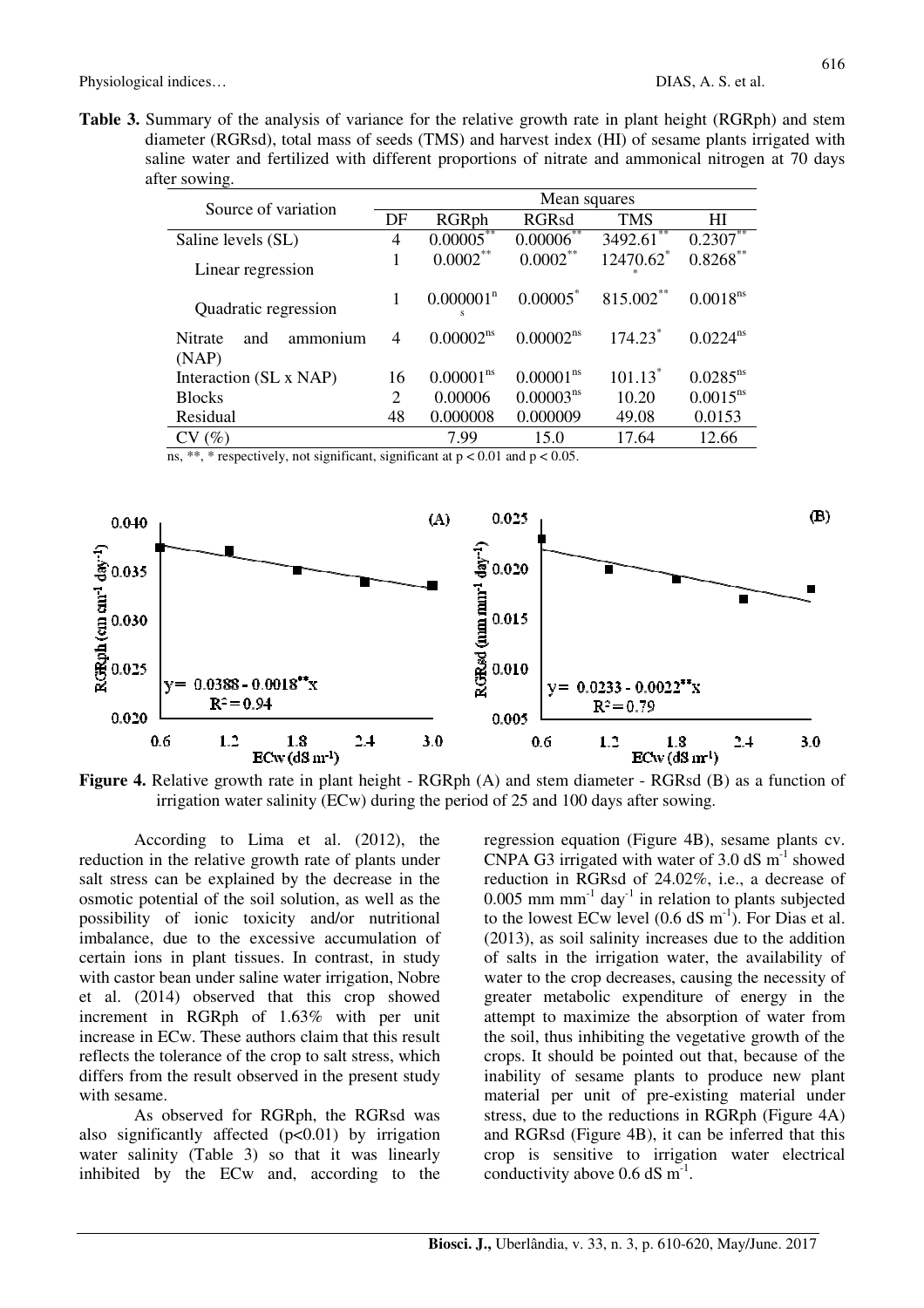**Table 3.** Summary of the analysis of variance for the relative growth rate in plant height (RGRph) and stem diameter (RGRsd), total mass of seeds (TMS) and harvest index (HI) of sesame plants irrigated with saline water and fertilized with different proportions of nitrate and ammonical nitrogen at 70 days after sowing.

| Source of variation | Mean squares | | | | |
|---|---|---|---|---|---|
| | DF | RGRph | RGRsd | TMS | HI |
| Saline levels (SL) | 4 | $0.00005^{**}$ | $0.00006^{**}$ | $3492.61^{**}$ | $0.2307^{**}$ |
| Linear regression | 1 | $0.0002^{**}$ | $0.0002^{**}$ | $12470.62^{**}$ | $0.8268^{**}$ |
| Quadratic regression | 1 | $0.000001^{ns}$ | $0.00005^{*}$ | $815.002^{**}$ | $0.0018^{ns}$ |
| Nitrate and ammonium (NAP) | 4 | $0.00002^{ns}$ | $0.00002^{ns}$ | $174.23^{*}$ | $0.0224^{ns}$ |
| Interaction (SL x NAP) | 16 | $0.00001^{ns}$ | $0.00001^{ns}$ | $101.13^{*}$ | $0.0285^{ns}$ |
| Blocks | 2 | 0.00006 | $0.00003^{ns}$ | 10.20 | $0.0015^{ns}$ |
| Residual | 48 | 0.000008 | 0.000009 | 49.08 | 0.0153 |
| CV (%) | | 7.99 | 15.0 | 17.64 | 12.66 |

ns, **, * respectively, not significant, significant at $p < 0.01$ and $p < 0.05$.

**Figure 4.** Relative growth rate in plant height - RGRph (A) and stem diameter - RGRsd (B) as a function of irrigation water salinity (ECw) during the period of 25 and 100 days after sowing.

According to Lima et al. (2012), the reduction in the relative growth rate of plants under salt stress can be explained by the decrease in the osmotic potential of the soil solution, as well as the possibility of ionic toxicity and/or nutritional imbalance, due to the excessive accumulation of certain ions in plant tissues. In contrast, in study with castor bean under saline water irrigation, Nobre et al. (2014) observed that this crop showed increment in RGRph of 1.63% with per unit increase in ECw. These authors claim that this result reflects the tolerance of the crop to salt stress, which differs from the result observed in the present study with sesame.

As observed for RGRph, the RGRsd was also significantly affected ($p<0.01$) by irrigation water salinity (Table 3) so that it was linearly inhibited by the ECw and, according to the regression equation (Figure 4B), sesame plants cv. CNPA G3 irrigated with water of 3.0 dS $m^{-1}$ showed reduction in RGRsd of 24.02%, i.e., a decrease of 0.005 mm $mm^{-1}$ $day^{-1}$ in relation to plants subjected to the lowest ECw level (0.6 dS $m^{-1}$). For Dias et al. (2013), as soil salinity increases due to the addition of salts in the irrigation water, the availability of water to the crop decreases, causing the necessity of greater metabolic expenditure of energy in the attempt to maximize the absorption of water from the soil, thus inhibiting the vegetative growth of the crops. It should be pointed out that, because of the inability of sesame plants to produce new plant material per unit of pre-existing material under stress, due to the reductions in RGRph (Figure 4A) and RGRsd (Figure 4B), it can be inferred that this crop is sensitive to irrigation water electrical conductivity above 0.6 dS $m^{-1}$.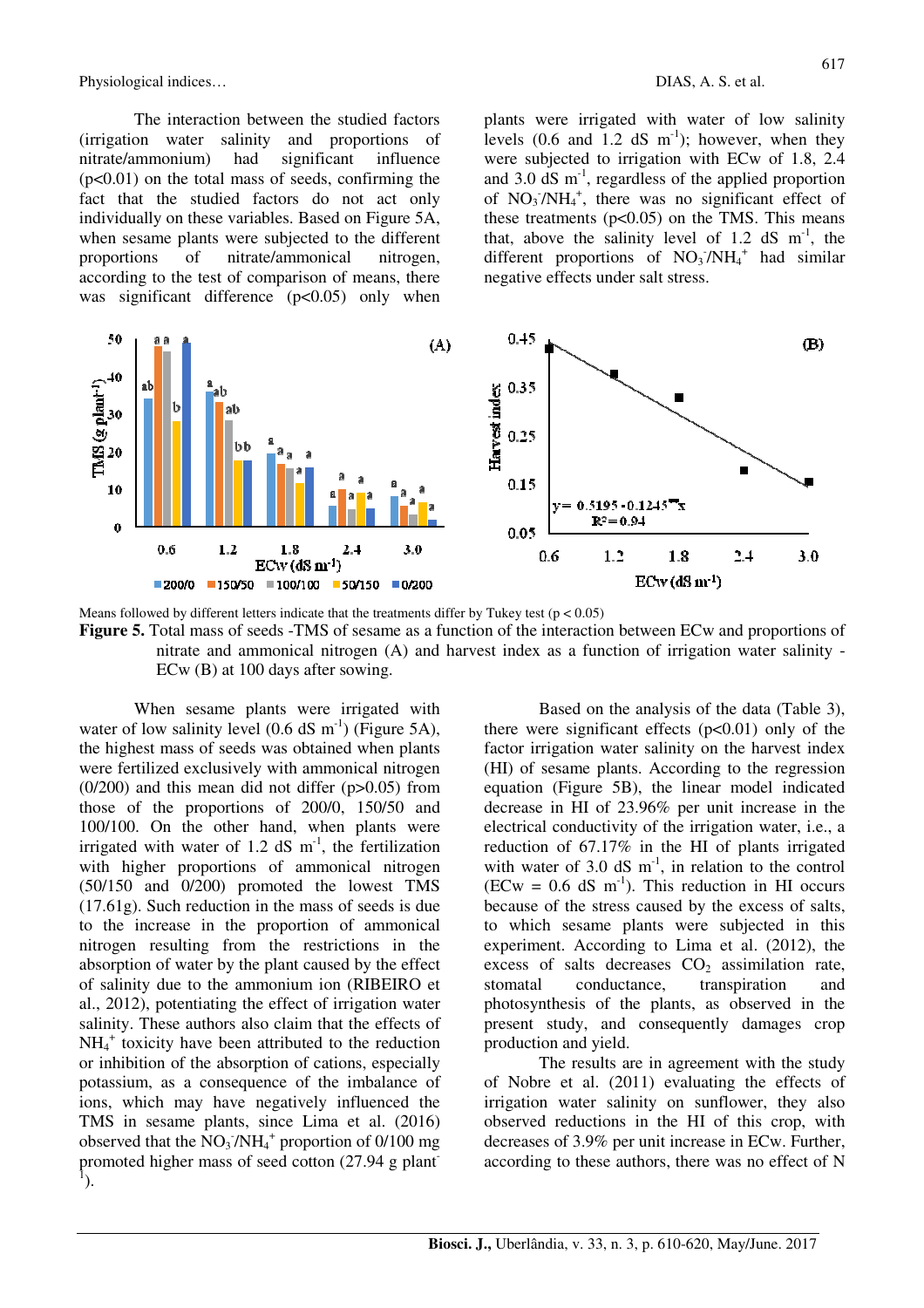The interaction between the studied factors (irrigation water salinity and proportions of nitrate/ammonium) had significant influence ($p<0.01$) on the total mass of seeds, confirming the fact that the studied factors do not act only individually on these variables. Based on Figure 5A, when sesame plants were subjected to the different proportions of nitrate/ammonical nitrogen, according to the test of comparison of means, there was significant difference ($p<0.05$) only when plants were irrigated with water of low salinity levels (0.6 and 1.2 dS $m^{-1}$); however, when they were subjected to irrigation with ECw of 1.8, 2.4 and 3.0 dS $m^{-1}$, regardless of the applied proportion of $NO_3^-/NH_4^+$, there was no significant effect of these treatments ($p<0.05$) on the TMS. This means that, above the salinity level of 1.2 dS $m^{-1}$, the different proportions of $NO_3^-/NH_4^+$ had similar negative effects under salt stress.

Means followed by different letters indicate that the treatments differ by Tukey test ($p < 0.05$)

**Figure 5.** Total mass of seeds -TMS of sesame as a function of the interaction between ECw and proportions of nitrate and ammonical nitrogen (A) and harvest index as a function of irrigation water salinity - ECw (B) at 100 days after sowing.

When sesame plants were irrigated with water of low salinity level (0.6 dS $m^{-1}$) (Figure 5A), the highest mass of seeds was obtained when plants were fertilized exclusively with ammonical nitrogen (0/200) and this mean did not differ ($p>0.05$) from those of the proportions of 200/0, 150/50 and 100/100. On the other hand, when plants were irrigated with water of 1.2 dS $m^{-1}$, the fertilization with higher proportions of ammonical nitrogen (50/150 and 0/200) promoted the lowest TMS (17.61g). Such reduction in the mass of seeds is due to the increase in the proportion of ammonical nitrogen resulting from the restrictions in the absorption of water by the plant caused by the effect of salinity due to the ammonium ion (RIBEIRO et al., 2012), potentiating the effect of irrigation water salinity. These authors also claim that the effects of $NH_4^+$ toxicity have been attributed to the reduction or inhibition of the absorption of cations, especially potassium, as a consequence of the imbalance of ions, which may have negatively influenced the TMS in sesame plants, since Lima et al. (2016) observed that the $NO_3^-/NH_4^+$ proportion of 0/100 mg promoted higher mass of seed cotton (27.94 g $plant^{-1}$).

Based on the analysis of the data (Table 3), there were significant effects ($p<0.01$) only of the factor irrigation water salinity on the harvest index (HI) of sesame plants. According to the regression equation (Figure 5B), the linear model indicated decrease in HI of 23.96% per unit increase in the electrical conductivity of the irrigation water, i.e., a reduction of 67.17% in the HI of plants irrigated with water of 3.0 dS $m^{-1}$, in relation to the control (ECw = 0.6 dS $m^{-1}$). This reduction in HI occurs because of the stress caused by the excess of salts, to which sesame plants were subjected in this experiment. According to Lima et al. (2012), the excess of salts decreases $CO_2$ assimilation rate, stomatal conductance, transpiration and photosynthesis of the plants, as observed in the present study, and consequently damages crop production and yield.

The results are in agreement with the study of Nobre et al. (2011) evaluating the effects of irrigation water salinity on sunflower, they also observed reductions in the HI of this crop, with decreases of 3.9% per unit increase in ECw. Further, according to these authors, there was no effect of N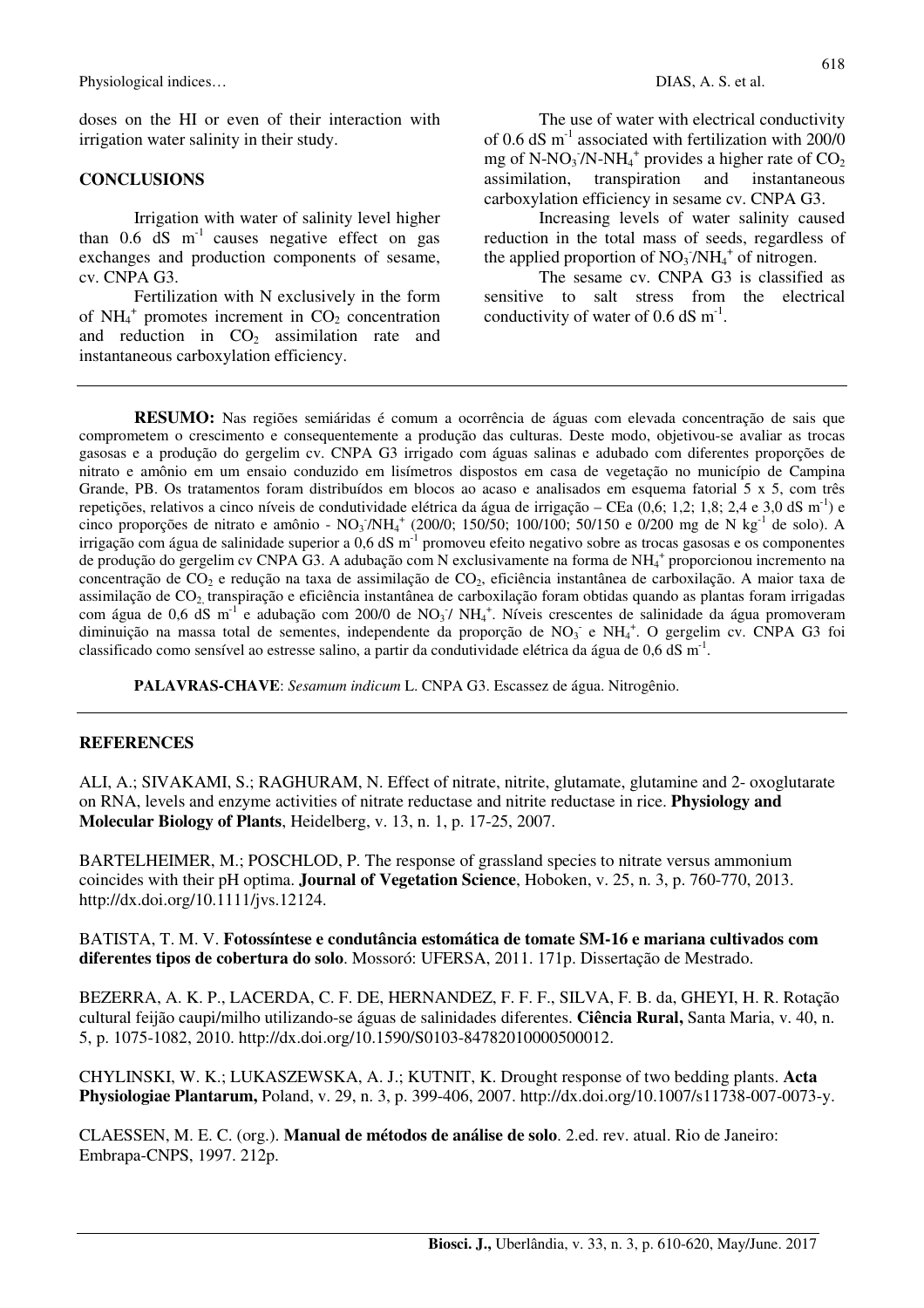doses on the HI or even of their interaction with irrigation water salinity in their study.

## CONCLUSIONS

Irrigation with water of salinity level higher than 0.6 dS $m^{-1}$ causes negative effect on gas exchanges and production components of sesame, cv. CNPA G3.

Fertilization with N exclusively in the form of $NH_4^+$ promotes increment in $CO_2$ concentration and reduction in $CO_2$ assimilation rate and instantaneous carboxylation efficiency.

The use of water with electrical conductivity of 0.6 dS $m^{-1}$ associated with fertilization with 200/0 mg of N-$NO_3^-$/N-$NH_4^+$ provides a higher rate of $CO_2$ assimilation, transpiration and instantaneous carboxylation efficiency in sesame cv. CNPA G3.

Increasing levels of water salinity caused reduction in the total mass of seeds, regardless of the applied proportion of $NO_3^-$/$NH_4^+$ of nitrogen.

The sesame cv. CNPA G3 is classified as sensitive to salt stress from the electrical conductivity of water of 0.6 dS $m^{-1}$.

---

**RESUMO:** Nas regiões semiáridas é comum a ocorrência de águas com elevada concentração de sais que comprometem o crescimento e consequentemente a produção das culturas. Deste modo, objetivou-se avaliar as trocas gasosas e a produção do gergelim cv. CNPA G3 irrigado com águas salinas e adubado com diferentes proporções de nitrato e amônio em um ensaio conduzido em lisímetros dispostos em casa de vegetação no município de Campina Grande, PB. Os tratamentos foram distribuídos em blocos ao acaso e analisados em esquema fatorial 5 x 5, com três repetições, relativos a cinco níveis de condutividade elétrica da água de irrigação – CEa (0,6; 1,2; 1,8; 2,4 e 3,0 dS $m^{-1}$) e cinco proporções de nitrato e amônio - $NO_3^-$/$NH_4^+$ (200/0; 150/50; 100/100; 50/150 e 0/200 mg de N $kg^{-1}$ de solo). A irrigação com água de salinidade superior a 0,6 dS $m^{-1}$ promoveu efeito negativo sobre as trocas gasosas e os componentes de produção do gergelim cv CNPA G3. A adubação com N exclusivamente na forma de $NH_4^+$ proporcionou incremento na concentração de $CO_2$ e redução na taxa de assimilação de $CO_2$, eficiência instantânea de carboxilação. A maior taxa de assimilação de $CO_2$, transpiração e eficiência instantânea de carboxilação foram obtidas quando as plantas foram irrigadas com água de 0,6 dS $m^{-1}$ e adubação com 200/0 de $NO_3^-$/ $NH_4^+$. Níveis crescentes de salinidade da água promoveram diminuição na massa total de sementes, independente da proporção de $NO_3^-$ e $NH_4^+$. O gergelim cv. CNPA G3 foi classificado como sensível ao estresse salino, a partir da condutividade elétrica da água de 0,6 dS $m^{-1}$.

**PALAVRAS-CHAVE**: *Sesamum indicum* L. CNPA G3. Escassez de água. Nitrogênio.

---

## REFERENCES

ALI, A.; SIVAKAMI, S.; RAGHURAM, N. Effect of nitrate, nitrite, glutamate, glutamine and 2- oxoglutarate on RNA, levels and enzyme activities of nitrate reductase and nitrite reductase in rice. **Physiology and Molecular Biology of Plants**, Heidelberg, v. 13, n. 1, p. 17-25, 2007.

BARTELHEIMER, M.; POSCHLOD, P. The response of grassland species to nitrate versus ammonium coincides with their pH optima. **Journal of Vegetation Science**, Hoboken, v. 25, n. 3, p. 760-770, 2013. http://dx.doi.org/10.1111/jvs.12124.

BATISTA, T. M. V. **Fotossíntese e condutância estomática de tomate SM-16 e mariana cultivados com diferentes tipos de cobertura do solo**. Mossoró: UFERSA, 2011. 171p. Dissertação de Mestrado.

BEZERRA, A. K. P., LACERDA, C. F. DE, HERNANDEZ, F. F. F., SILVA, F. B. da, GHEYI, H. R. Rotação cultural feijão caupi/milho utilizando-se águas de salinidades diferentes. **Ciência Rural,** Santa Maria, v. 40, n. 5, p. 1075-1082, 2010. http://dx.doi.org/10.1590/S0103-84782010000500012.

CHYLINSKI, W. K.; LUKASZEWSKA, A. J.; KUTNIT, K. Drought response of two bedding plants. **Acta Physiologiae Plantarum,** Poland, v. 29, n. 3, p. 399-406, 2007. http://dx.doi.org/10.1007/s11738-007-0073-y.

CLAESSEN, M. E. C. (org.). **Manual de métodos de análise de solo**. 2.ed. rev. atual. Rio de Janeiro: Embrapa-CNPS, 1997. 212p.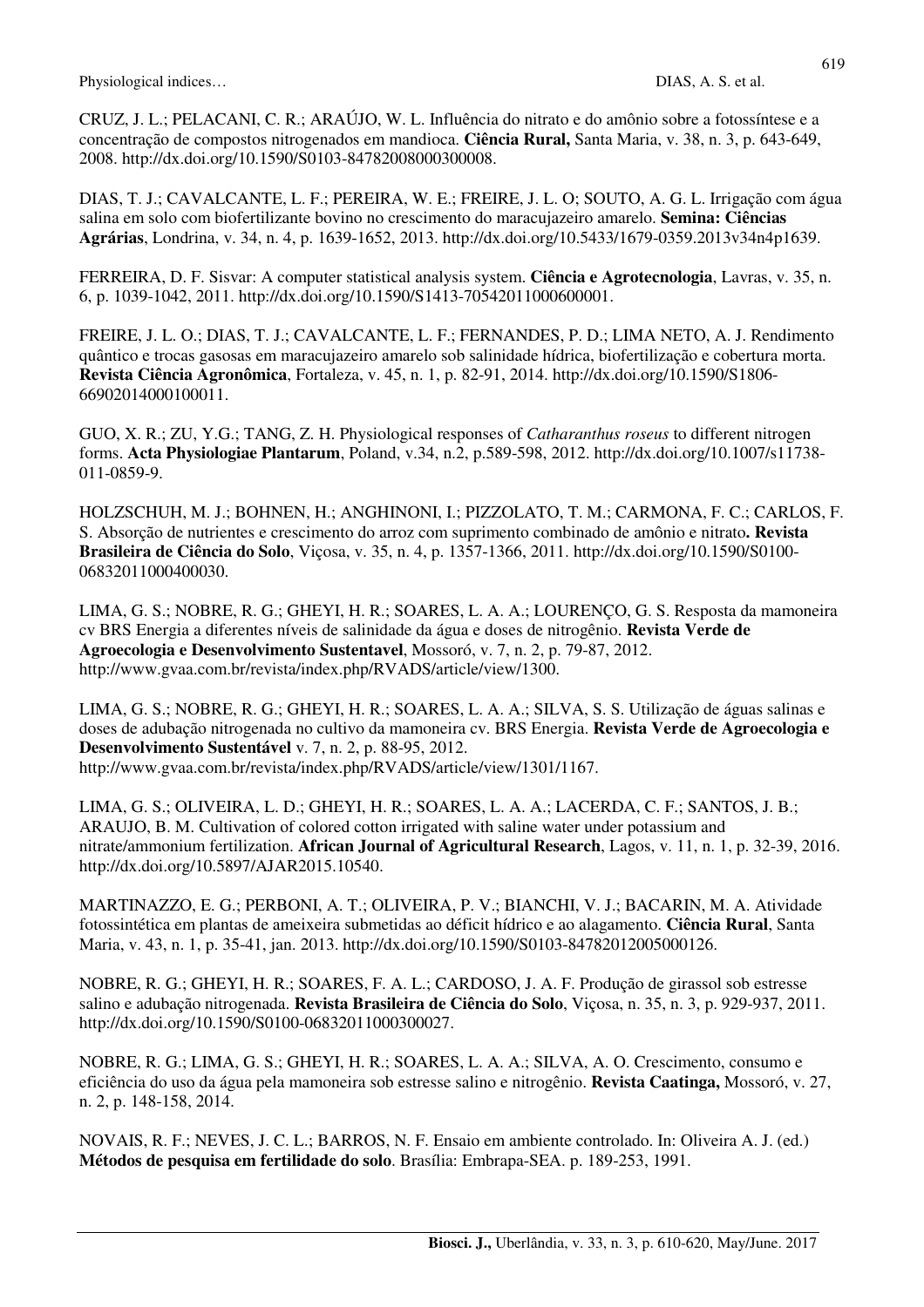CRUZ, J. L.; PELACANI, C. R.; ARAÚJO, W. L. Influência do nitrato e do amônio sobre a fotossíntese e a concentração de compostos nitrogenados em mandioca. **Ciência Rural,** Santa Maria, v. 38, n. 3, p. 643-649, 2008. http://dx.doi.org/10.1590/S0103-84782008000300008.

DIAS, T. J.; CAVALCANTE, L. F.; PEREIRA, W. E.; FREIRE, J. L. O; SOUTO, A. G. L. Irrigação com água salina em solo com biofertilizante bovino no crescimento do maracujazeiro amarelo. **Semina: Ciências Agrárias**, Londrina, v. 34, n. 4, p. 1639-1652, 2013. http://dx.doi.org/10.5433/1679-0359.2013v34n4p1639.

FERREIRA, D. F. Sisvar: A computer statistical analysis system. **Ciência e Agrotecnologia**, Lavras, v. 35, n. 6, p. 1039-1042, 2011. http://dx.doi.org/10.1590/S1413-70542011000600001.

FREIRE, J. L. O.; DIAS, T. J.; CAVALCANTE, L. F.; FERNANDES, P. D.; LIMA NETO, A. J. Rendimento quântico e trocas gasosas em maracujazeiro amarelo sob salinidade hídrica, biofertilização e cobertura morta. **Revista Ciência Agronômica**, Fortaleza, v. 45, n. 1, p. 82-91, 2014. http://dx.doi.org/10.1590/S1806-66902014000100011.

GUO, X. R.; ZU, Y.G.; TANG, Z. H. Physiological responses of *Catharanthus roseus* to different nitrogen forms. **Acta Physiologiae Plantarum**, Poland, v.34, n.2, p.589-598, 2012. http://dx.doi.org/10.1007/s11738-011-0859-9.

HOLZSCHUH, M. J.; BOHNEN, H.; ANGHINONI, I.; PIZZOLATO, T. M.; CARMONA, F. C.; CARLOS, F. S. Absorção de nutrientes e crescimento do arroz com suprimento combinado de amônio e nitrato**. Revista Brasileira de Ciência do Solo**, Viçosa, v. 35, n. 4, p. 1357-1366, 2011. http://dx.doi.org/10.1590/S0100-06832011000400030.

LIMA, G. S.; NOBRE, R. G.; GHEYI, H. R.; SOARES, L. A. A.; LOURENÇO, G. S. Resposta da mamoneira cv BRS Energia a diferentes níveis de salinidade da água e doses de nitrogênio. **Revista Verde de Agroecologia e Desenvolvimento Sustentavel**, Mossoró, v. 7, n. 2, p. 79-87, 2012. http://www.gvaa.com.br/revista/index.php/RVADS/article/view/1300.

LIMA, G. S.; NOBRE, R. G.; GHEYI, H. R.; SOARES, L. A. A.; SILVA, S. S. Utilização de águas salinas e doses de adubação nitrogenada no cultivo da mamoneira cv. BRS Energia. **Revista Verde de Agroecologia e Desenvolvimento Sustentável** v. 7, n. 2, p. 88-95, 2012. http://www.gvaa.com.br/revista/index.php/RVADS/article/view/1301/1167.

LIMA, G. S.; OLIVEIRA, L. D.; GHEYI, H. R.; SOARES, L. A. A.; LACERDA, C. F.; SANTOS, J. B.; ARAUJO, B. M. Cultivation of colored cotton irrigated with saline water under potassium and nitrate/ammonium fertilization. **African Journal of Agricultural Research**, Lagos, v. 11, n. 1, p. 32-39, 2016. http://dx.doi.org/10.5897/AJAR2015.10540.

MARTINAZZO, E. G.; PERBONI, A. T.; OLIVEIRA, P. V.; BIANCHI, V. J.; BACARIN, M. A. Atividade fotossintética em plantas de ameixeira submetidas ao déficit hídrico e ao alagamento. **Ciência Rural**, Santa Maria, v. 43, n. 1, p. 35-41, jan. 2013. http://dx.doi.org/10.1590/S0103-84782012005000126.

NOBRE, R. G.; GHEYI, H. R.; SOARES, F. A. L.; CARDOSO, J. A. F. Produção de girassol sob estresse salino e adubação nitrogenada. **Revista Brasileira de Ciência do Solo**, Viçosa, n. 35, n. 3, p. 929-937, 2011. http://dx.doi.org/10.1590/S0100-06832011000300027.

NOBRE, R. G.; LIMA, G. S.; GHEYI, H. R.; SOARES, L. A. A.; SILVA, A. O. Crescimento, consumo e eficiência do uso da água pela mamoneira sob estresse salino e nitrogênio. **Revista Caatinga,** Mossoró, v. 27, n. 2, p. 148-158, 2014.

NOVAIS, R. F.; NEVES, J. C. L.; BARROS, N. F. Ensaio em ambiente controlado. In: Oliveira A. J. (ed.) **Métodos de pesquisa em fertilidade do solo**. Brasília: Embrapa-SEA. p. 189-253, 1991.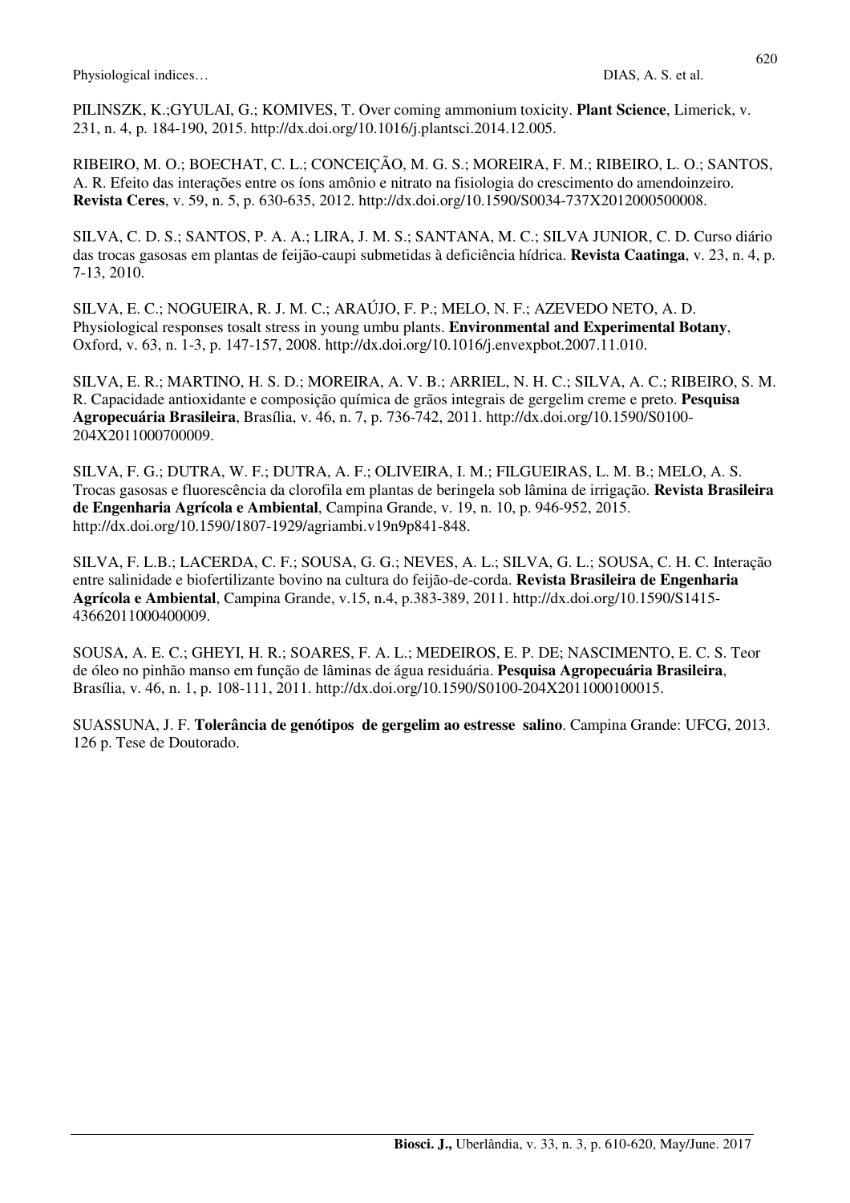PILINSZK, K.;GYULAI, G.; KOMIVES, T. Over coming ammonium toxicity. **Plant Science**, Limerick, v. 231, n. 4, p. 184-190, 2015. http://dx.doi.org/10.1016/j.plantsci.2014.12.005.

RIBEIRO, M. O.; BOECHAT, C. L.; CONCEIÇÃO, M. G. S.; MOREIRA, F. M.; RIBEIRO, L. O.; SANTOS, A. R. Efeito das interações entre os íons amônio e nitrato na fisiologia do crescimento do amendoinzeiro. **Revista Ceres**, v. 59, n. 5, p. 630-635, 2012. http://dx.doi.org/10.1590/S0034-737X2012000500008.

SILVA, C. D. S.; SANTOS, P. A. A.; LIRA, J. M. S.; SANTANA, M. C.; SILVA JUNIOR, C. D. Curso diário das trocas gasosas em plantas de feijão-caupi submetidas à deficiência hídrica. **Revista Caatinga**, v. 23, n. 4, p. 7-13, 2010.

SILVA, E. C.; NOGUEIRA, R. J. M. C.; ARAÚJO, F. P.; MELO, N. F.; AZEVEDO NETO, A. D. Physiological responses tosalt stress in young umbu plants. **Environmental and Experimental Botany**, Oxford, v. 63, n. 1-3, p. 147-157, 2008. http://dx.doi.org/10.1016/j.envexpbot.2007.11.010.

SILVA, E. R.; MARTINO, H. S. D.; MOREIRA, A. V. B.; ARRIEL, N. H. C.; SILVA, A. C.; RIBEIRO, S. M. R. Capacidade antioxidante e composição química de grãos integrais de gergelim creme e preto. **Pesquisa Agropecuária Brasileira**, Brasília, v. 46, n. 7, p. 736-742, 2011. http://dx.doi.org/10.1590/S0100-204X2011000700009.

SILVA, F. G.; DUTRA, W. F.; DUTRA, A. F.; OLIVEIRA, I. M.; FILGUEIRAS, L. M. B.; MELO, A. S. Trocas gasosas e fluorescência da clorofila em plantas de beringela sob lâmina de irrigação. **Revista Brasileira de Engenharia Agrícola e Ambiental**, Campina Grande, v. 19, n. 10, p. 946-952, 2015. http://dx.doi.org/10.1590/1807-1929/agriambi.v19n9p841-848.

SILVA, F. L.B.; LACERDA, C. F.; SOUSA, G. G.; NEVES, A. L.; SILVA, G. L.; SOUSA, C. H. C. Interação entre salinidade e biofertilizante bovino na cultura do feijão-de-corda. **Revista Brasileira de Engenharia Agrícola e Ambiental**, Campina Grande, v.15, n.4, p.383-389, 2011. http://dx.doi.org/10.1590/S1415-43662011000400009.

SOUSA, A. E. C.; GHEYI, H. R.; SOARES, F. A. L.; MEDEIROS, E. P. DE; NASCIMENTO, E. C. S. Teor de óleo no pinhão manso em função de lâminas de água residuária. **Pesquisa Agropecuária Brasileira**, Brasília, v. 46, n. 1, p. 108-111, 2011. http://dx.doi.org/10.1590/S0100-204X2011000100015.

SUASSUNA, J. F. **Tolerância de genótipos de gergelim ao estresse salino**. Campina Grande: UFCG, 2013. 126 p. Tese de Doutorado.